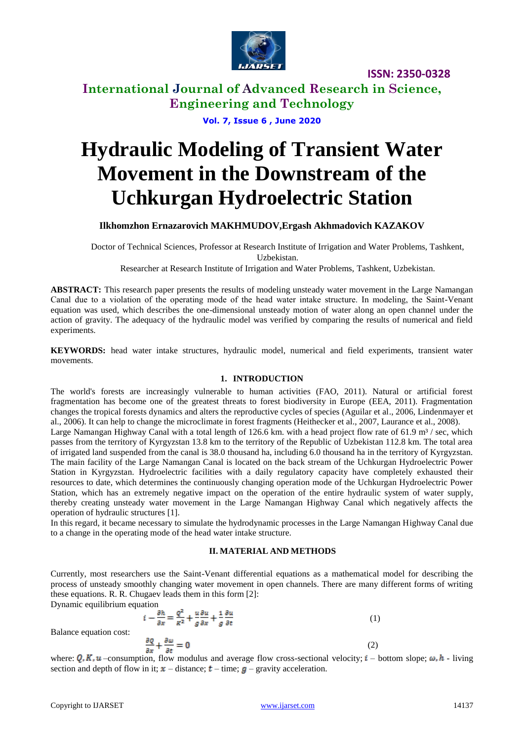# Hydraulic Modeling of Transient Water Movement in the Downstream of the Uchkurgan Hydroelectric Station

**Ilkhomzhon Ernazarovich MAKHMUDOV,Ergash Akhmadovich KAZAKOV**

Doctor of Technical Sciences, Professor at Research Institute of Irrigation and Water Problems, Tashkent, Uzbekistan.

Researcher at Research Institute of Irrigation and Water Problems, Tashkent, Uzbekistan.

**ABSTRACT:** This research paper presents the results of modeling unsteady water movement in the Large Namangan Canal due to a violation of the operating mode of the head water intake structure. In modeling, the Saint-Venant equation was used, which describes the one-dimensional unsteady motion of water along an open channel under the action of gravity. The adequacy of the hydraulic model was verified by comparing the results of numerical and field experiments.

**KEYWORDS:** head water intake structures, hydraulic model, numerical and field experiments, transient water movements.

## 1. INTRODUCTION

The world's forests are increasingly vulnerable to human activities (FAO, 2011). Natural or artificial forest fragmentation has become one of the greatest threats to forest biodiversity in Europe (EEA, 2011). Fragmentation changes the tropical forests dynamics and alters the reproductive cycles of species (Aguilar et al., 2006, Lindenmayer et al., 2006). It can help to change the microclimate in forest fragments (Heithecker et al., 2007, Laurance et al., 2008).

Large Namangan Highway Canal with a total length of 126.6 km. with a head project flow rate of 61.9 m³ / sec, which passes from the territory of Kyrgyzstan 13.8 km to the territory of the Republic of Uzbekistan 112.8 km. The total area of irrigated land suspended from the canal is 38.0 thousand ha, including 6.0 thousand ha in the territory of Kyrgyzstan. The main facility of the Large Namangan Canal is located on the back stream of the Uchkurgan Hydroelectric Power Station in Kyrgyzstan. Hydroelectric facilities with a daily regulatory capacity have completely exhausted their resources to date, which determines the continuously changing operation mode of the Uchkurgan Hydroelectric Power Station, which has an extremely negative impact on the operation of the entire hydraulic system of water supply, thereby creating unsteady water movement in the Large Namangan Highway Canal which negatively affects the operation of hydraulic structures [1].

In this regard, it became necessary to simulate the hydrodynamic processes in the Large Namangan Highway Canal due to a change in the operating mode of the head water intake structure.

## II. MATERIAL AND METHODS

Currently, most researchers use the Saint-Venant differential equations as a mathematical model for describing the process of unsteady smoothly changing water movement in open channels. There are many different forms of writing these equations. R. R. Chugaev leads them in this form [2]:

Dynamic equilibrium equation

$$i - \frac{\partial h}{\partial x} = \frac{Q^2}{K^2} + \frac{u}{g}\frac{\partial u}{\partial x} + \frac{1}{g}\frac{\partial u}{\partial t} \tag{1}$$

Balance equation cost:

$$\frac{\partial Q}{\partial x} + \frac{\partial \omega}{\partial t} = 0 \tag{2}$$

where: $Q, K, u$ –consumption, flow modulus and average flow cross-sectional velocity; $i$ – bottom slope; $\omega, h$ - living section and depth of flow in it; $x$ – distance; $t$ – time; $g$ – gravity acceleration.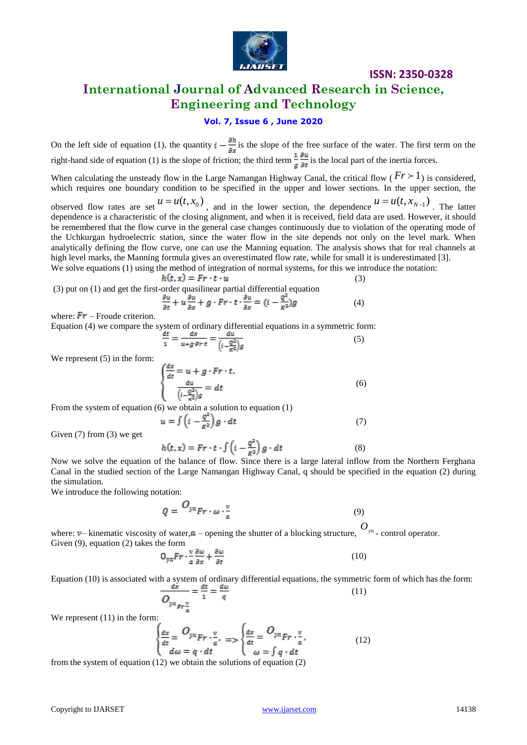On the left side of equation (1), the quantity $i - \frac{\partial h}{\partial x}$ is the slope of the free surface of the water. The first term on the right-hand side of equation (1) is the slope of friction; the third term $\frac{1}{g}\frac{\partial u}{\partial t}$ is the local part of the inertia forces.

When calculating the unsteady flow in the Large Namangan Highway Canal, the critical flow ($Fr \succ 1$) is considered, which requires one boundary condition to be specified in the upper and lower sections. In the upper section, the observed flow rates are set $u = u(t, x_0)$, and in the lower section, the dependence $u = u(t, x_{N-1})$. The latter dependence is a characteristic of the closing alignment, and when it is received, field data are used. However, it should be remembered that the flow curve in the general case changes continuously due to violation of the operating mode of the Uchkurgan hydroelectric station, since the water flow in the site depends not only on the level mark. When analytically defining the flow curve, one can use the Manning equation. The analysis shows that for real channels at high level marks, the Manning formula gives an overestimated flow rate, while for small it is underestimated [3].

We solve equations (1) using the method of integration of normal systems, for this we introduce the notation:

$$h(t,x) = Fr \cdot t \cdot u \tag{3}$$

(3) put on (1) and get the first-order quasilinear partial differential equation

$$\frac{\partial u}{\partial t} + u\frac{\partial u}{\partial x} + g \cdot Fr \cdot t \cdot \frac{\partial u}{\partial x} = \left(i - \frac{Q^2}{K^2}\right)g \tag{4}$$

where: $Fr$ – Froude criterion.

Equation (4) we compare the system of ordinary differential equations in a symmetric form:

$$\frac{dt}{1} = \frac{dx}{u + g \cdot Fr \cdot t} = \frac{du}{\left(i - \frac{Q^2}{K^2}\right)g} \tag{5}$$

We represent (5) in the form:

$$\begin{cases} \frac{dx}{dt} = u + g \cdot Fr \cdot t, \\ \frac{du}{\left(i - \frac{Q^2}{K^2}\right)g} = dt \end{cases} \tag{6}$$

From the system of equation (6) we obtain a solution to equation (1)

$$u = \int \left(i - \frac{Q^2}{K^2}\right) g \cdot dt \tag{7}$$

Given (7) from (3) we get

$$h(t,x) = Fr \cdot t \cdot \int \left(i - \frac{Q^2}{K^2}\right) g \cdot dt \tag{8}$$

Now we solve the equation of the balance of flow. Since there is a large lateral inflow from the Northern Ferghana Canal in the studied section of the Large Namangan Highway Canal, q should be specified in the equation (2) during the simulation.

We introduce the following notation:

$$Q = O_{уп} Fr \cdot \omega \cdot \frac{v}{a} \tag{9}$$

where: $v$– kinematic viscosity of water, $a$ – opening the shutter of a blocking structure, $O_{уп}$ - control operator.

Given (9), equation (2) takes the form

$$O_{уп} Fr \cdot \frac{v}{a}\frac{\partial \omega}{\partial x} + \frac{\partial \omega}{\partial t} \tag{10}$$

Equation (10) is associated with a system of ordinary differential equations, the symmetric form of which has the form:

$$\frac{dx}{O_{уп} Fr \frac{v}{a}} = \frac{dt}{1} = \frac{d\omega}{q} \tag{11}$$

We represent (11) in the form:

$$\begin{cases} \frac{dx}{dt} = O_{уп} Fr \cdot \frac{v}{a}, \\ d\omega = q \cdot dt \end{cases} \Rightarrow \begin{cases} \frac{dx}{dt} = O_{уп} Fr \cdot \frac{v}{a}, \\ \omega = \int q \cdot dt \end{cases} \tag{12}$$

from the system of equation (12) we obtain the solutions of equation (2)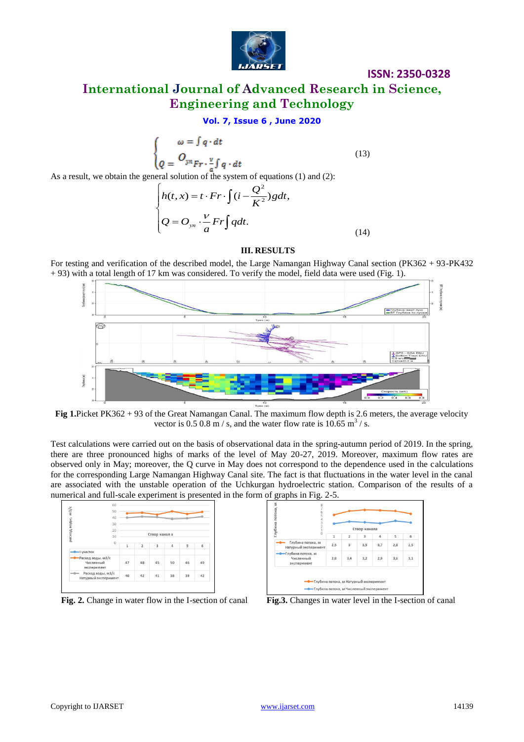$$\begin{cases} \omega = \int q \cdot dt \\ Q = O_{yn} Fr \cdot \frac{v}{a} \int q \cdot dt \end{cases} \tag{13}$$

As a result, we obtain the general solution of the system of equations (1) and (2):

$$\begin{cases} h(t,x) = t \cdot Fr \cdot \int (i - \frac{Q^2}{K^2}) g dt, \\ Q = O_{yn} \cdot \frac{V}{a} Fr \int q dt. \end{cases} \tag{14}$$

## III. RESULTS

For testing and verification of the described model, the Large Namangan Highway Canal section (PK362 + 93-PK432 + 93) with a total length of 17 km was considered. To verify the model, field data were used (Fig. 1).

**Fig 1.**Picket PK362 + 93 of the Great Namangan Canal. The maximum flow depth is 2.6 meters, the average velocity vector is 0.5 0.8 m / s, and the water flow rate is 10.65 $m^3$ / s.

Test calculations were carried out on the basis of observational data in the spring-autumn period of 2019. In the spring, there are three pronounced highs of marks of the level of May 20-27, 2019. Moreover, maximum flow rates are observed only in May; moreover, the Q curve in May does not correspond to the dependence used in the calculations for the corresponding Large Namangan Highway Canal site. The fact is that fluctuations in the water level in the canal are associated with the unstable operation of the Uchkurgan hydroelectric station. Comparison of the results of a numerical and full-scale experiment is presented in the form of graphs in Fig. 2-5.

| Створ канала | 1 | 2 | 3 | 4 | 5 | 6 |
|---|---|---|---|---|---|---|
| Расход воды, м3/с Численный эксперимент | 47 | 48 | 45 | 50 | 46 | 49 |
| Расход воды, м3/с Натурный эксперимент | 40 | 42 | 41 | 38 | 39 | 42 |

**Fig. 2.** Change in water flow in the I-section of canal

| Створ канала | 1 | 2 | 3 | 4 | 5 | 6 |
|---|---|---|---|---|---|---|
| Глубина потока, м Натурный эксперимент | 2,5 | 3 | 3,5 | 3,7 | 2,8 | 2,5 |
| Глубина потока, м Численный эксперимент | 2,8 | 3,4 | 3,2 | 2,9 | 3,6 | 3,1 |

**Fig.3.** Changes in water level in the I-section of canal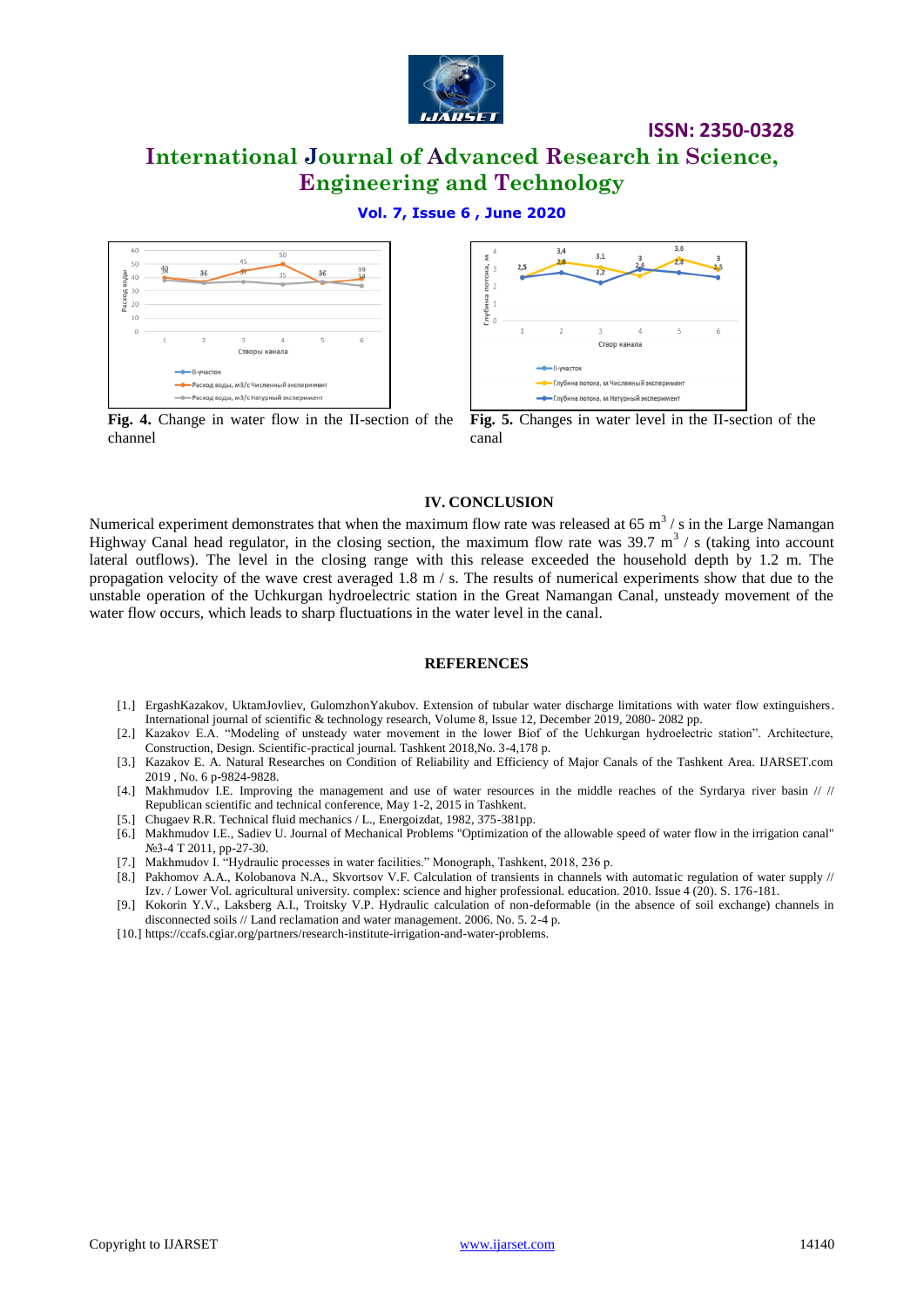Расход воды

60
50
40
30
20
10
0

1 2 3 4 5 6

Створы канала

40 38 36 36 37 45 50 35 36 36 39 34

II-участок
Расход воды, м3/с Численный эксперимент
Расход воды, м3/с Натурный эксперимент

**Fig. 4.** Change in water flow in the II-section of the channel

Глубина потока, м

4
3
2
1
0

1 2 3 4 5 6

Створ канала

2,5 3,4 2,8 3,1 2,2 3 2,6 3,6 2,8 3 2,5

II-участок
Глубина потока, м Численный эксперимент
Глубина потока, м Натурный эксперимент

**Fig. 5.** Changes in water level in the II-section of the canal

## IV. CONCLUSION

Numerical experiment demonstrates that when the maximum flow rate was released at 65 $m^3$ / s in the Large Namangan Highway Canal head regulator, in the closing section, the maximum flow rate was 39.7 $m^3$ / s (taking into account lateral outflows). The level in the closing range with this release exceeded the household depth by 1.2 m. The propagation velocity of the wave crest averaged 1.8 m / s. The results of numerical experiments show that due to the unstable operation of the Uchkurgan hydroelectric station in the Great Namangan Canal, unsteady movement of the water flow occurs, which leads to sharp fluctuations in the water level in the canal.

## REFERENCES

[1.] ErgashKazakov, UktamJovliev, GulomzhonYakubov. Extension of tubular water discharge limitations with water flow extinguishers. International journal of scientific & technology research, Volume 8, Issue 12, December 2019, 2080- 2082 pp.

[2.] Kazakov E.A. "Modeling of unsteady water movement in the lower Biof of the Uchkurgan hydroelectric station". Architecture, Construction, Design. Scientific-practical journal. Tashkent 2018,No. 3-4,178 p.

[3.] Kazakov E. A. Natural Researches on Condition of Reliability and Efficiency of Major Canals of the Tashkent Area. IJARSET.com 2019 , No. 6 p-9824-9828.

[4.] Makhmudov I.E. Improving the management and use of water resources in the middle reaches of the Syrdarya river basin // // Republican scientific and technical conference, May 1-2, 2015 in Tashkent.

[5.] Chugaev R.R. Technical fluid mechanics / L., Energoizdat, 1982, 375-381pp.

[6.] Makhmudov I.E., Sadiev U. Journal of Mechanical Problems "Optimization of the allowable speed of water flow in the irrigation canal" №3-4 T 2011, pp-27-30.

[7.] Makhmudov I. "Hydraulic processes in water facilities." Monograph, Tashkent, 2018, 236 p.

[8.] Pakhomov A.A., Kolobanova N.A., Skvortsov V.F. Calculation of transients in channels with automatic regulation of water supply // Izv. / Lower Vol. agricultural university. complex: science and higher professional. education. 2010. Issue 4 (20). S. 176-181.

[9.] Kokorin Y.V., Laksberg A.I., Troitsky V.P. Hydraulic calculation of non-deformable (in the absence of soil exchange) channels in disconnected soils // Land reclamation and water management. 2006. No. 5. 2-4 p.

[10.] https://ccafs.cgiar.org/partners/research-institute-irrigation-and-water-problems.